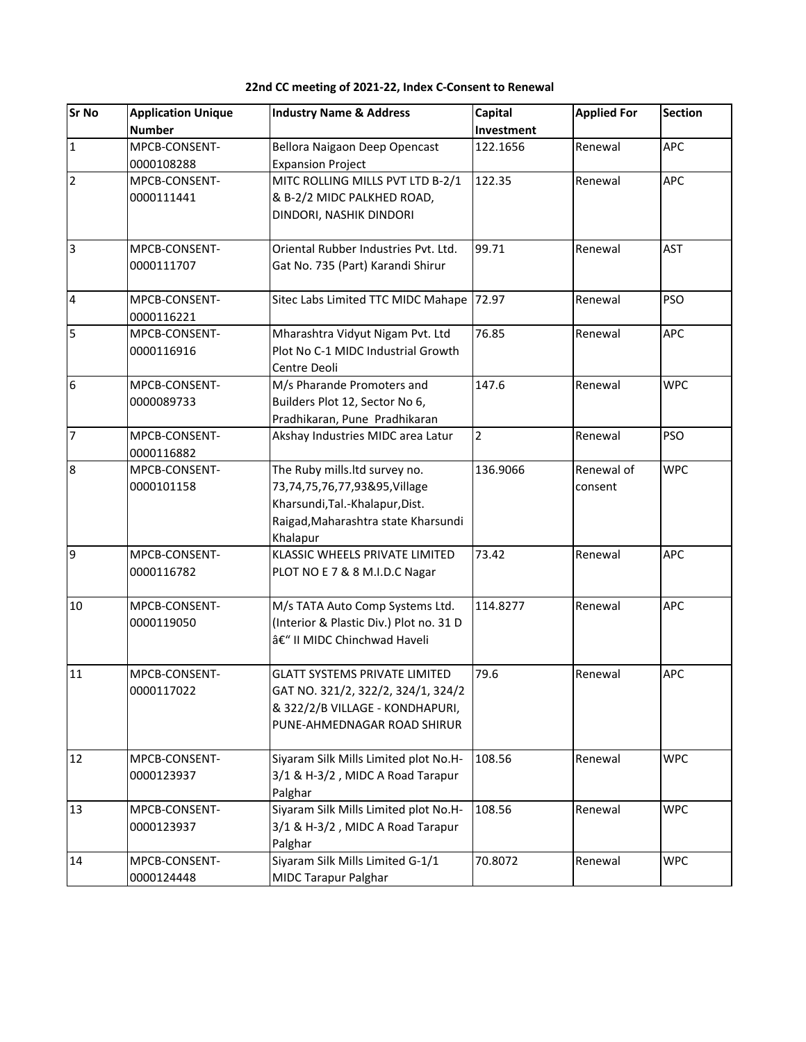**22nd CC meeting of 2021-22, Index C-Consent to Renewal**

| Sr No | Application Unique Number | Industry Name & Address | Capital Investment | Applied For | Section |
|---|---|---|---|---|---|
| 1 | MPCB-CONSENT-0000108288 | Bellora Naigaon Deep Opencast Expansion Project | 122.1656 | Renewal | APC |
| 2 | MPCB-CONSENT-0000111441 | MITC ROLLING MILLS PVT LTD B-2/1 & B-2/2 MIDC PALKHED ROAD, DINDORI, NASHIK DINDORI | 122.35 | Renewal | APC |
| 3 | MPCB-CONSENT-0000111707 | Oriental Rubber Industries Pvt. Ltd. Gat No. 735 (Part) Karandi Shirur | 99.71 | Renewal | AST |
| 4 | MPCB-CONSENT-0000116221 | Sitec Labs Limited TTC MIDC Mahape | 72.97 | Renewal | PSO |
| 5 | MPCB-CONSENT-0000116916 | Mharashtra Vidyut Nigam Pvt. Ltd Plot No C-1 MIDC Industrial Growth Centre Deoli | 76.85 | Renewal | APC |
| 6 | MPCB-CONSENT-0000089733 | M/s Pharande Promoters and Builders Plot 12, Sector No 6, Pradhikaran, Pune Pradhikaran | 147.6 | Renewal | WPC |
| 7 | MPCB-CONSENT-0000116882 | Akshay Industries MIDC area Latur | 2 | Renewal | PSO |
| 8 | MPCB-CONSENT-0000101158 | The Ruby mills.ltd survey no. 73,74,75,76,77,93&95,Village Kharsundi,Tal.-Khalapur,Dist. Raigad,Maharashtra state Kharsundi Khalapur | 136.9066 | Renewal of consent | WPC |
| 9 | MPCB-CONSENT-0000116782 | KLASSIC WHEELS PRIVATE LIMITED PLOT NO E 7 & 8 M.I.D.C Nagar | 73.42 | Renewal | APC |
| 10 | MPCB-CONSENT-0000119050 | M/s TATA Auto Comp Systems Ltd. (Interior & Plastic Div.) Plot no. 31 D â€" II MIDC Chinchwad Haveli | 114.8277 | Renewal | APC |
| 11 | MPCB-CONSENT-0000117022 | GLATT SYSTEMS PRIVATE LIMITED GAT NO. 321/2, 322/2, 324/1, 324/2 & 322/2/B VILLAGE - KONDHAPURI, PUNE-AHMEDNAGAR ROAD SHIRUR | 79.6 | Renewal | APC |
| 12 | MPCB-CONSENT-0000123937 | Siyaram Silk Mills Limited plot No.H-3/1 & H-3/2 , MIDC A Road Tarapur Palghar | 108.56 | Renewal | WPC |
| 13 | MPCB-CONSENT-0000123937 | Siyaram Silk Mills Limited plot No.H-3/1 & H-3/2 , MIDC A Road Tarapur Palghar | 108.56 | Renewal | WPC |
| 14 | MPCB-CONSENT-0000124448 | Siyaram Silk Mills Limited G-1/1 MIDC Tarapur Palghar | 70.8072 | Renewal | WPC |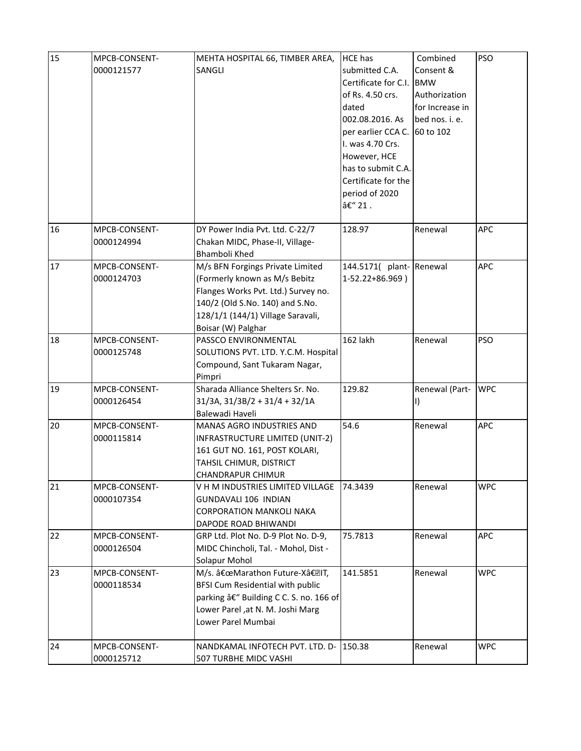| 15 | MPCB-CONSENT-0000121577 | MEHTA HOSPITAL 66, TIMBER AREA, SANGLI | HCE has submitted C.A. Certificate for C.I. of Rs. 4.50 crs. dated 002.08.2016. As per earlier CCA C. I. was 4.70 Crs. However, HCE has to submit C.A. Certificate for the period of 2020 â€“ 21 . | Combined Consent & BMW Authorization for Increase in bed nos. i. e. 60 to 102 | PSO |
|---|---|---|---|---|---|
| 16 | MPCB-CONSENT-0000124994 | DY Power India Pvt. Ltd. C-22/7 Chakan MIDC, Phase-II, Village-Bhamboli Khed | 128.97 | Renewal | APC |
| 17 | MPCB-CONSENT-0000124703 | M/s BFN Forgings Private Limited (Formerly known as M/s Bebitz Flanges Works Pvt. Ltd.) Survey no. 140/2 (Old S.No. 140) and S.No. 128/1/1 (144/1) Village Saravali, Boisar (W) Palghar | 144.5171( plant-1-52.22+86.969 ) | Renewal | APC |
| 18 | MPCB-CONSENT-0000125748 | PASSCO ENVIRONMENTAL SOLUTIONS PVT. LTD. Y.C.M. Hospital Compound, Sant Tukaram Nagar, Pimpri | 162 lakh | Renewal | PSO |
| 19 | MPCB-CONSENT-0000126454 | Sharada Alliance Shelters Sr. No. 31/3A, 31/3B/2 + 31/4 + 32/1A Balewadi Haveli | 129.82 | Renewal (Part-I) | WPC |
| 20 | MPCB-CONSENT-0000115814 | MANAS AGRO INDUSTRIES AND INFRASTRUCTURE LIMITED (UNIT-2) 161 GUT NO. 161, POST KOLARI, TAHSIL CHIMUR, DISTRICT CHANDRAPUR CHIMUR | 54.6 | Renewal | APC |
| 21 | MPCB-CONSENT-0000107354 | V H M INDUSTRIES LIMITED VILLAGE GUNDAVALI 106 INDIAN CORPORATION MANKOLI NAKA DAPODE ROAD BHIWANDI | 74.3439 | Renewal | WPC |
| 22 | MPCB-CONSENT-0000126504 | GRP Ltd. Plot No. D-9 Plot No. D-9, MIDC Chincholi, Tal. - Mohol, Dist - Solapur Mohol | 75.7813 | Renewal | APC |
| 23 | MPCB-CONSENT-0000118534 | M/s. â€œMarathon Future-Xâ€IT, BFSI Cum Residential with public parking â€“ Building C C. S. no. 166 of Lower Parel ,at N. M. Joshi Marg Lower Parel Mumbai | 141.5851 | Renewal | WPC |
| 24 | MPCB-CONSENT-0000125712 | NANDKAMAL INFOTECH PVT. LTD. D-507 TURBHE MIDC VASHI | 150.38 | Renewal | WPC |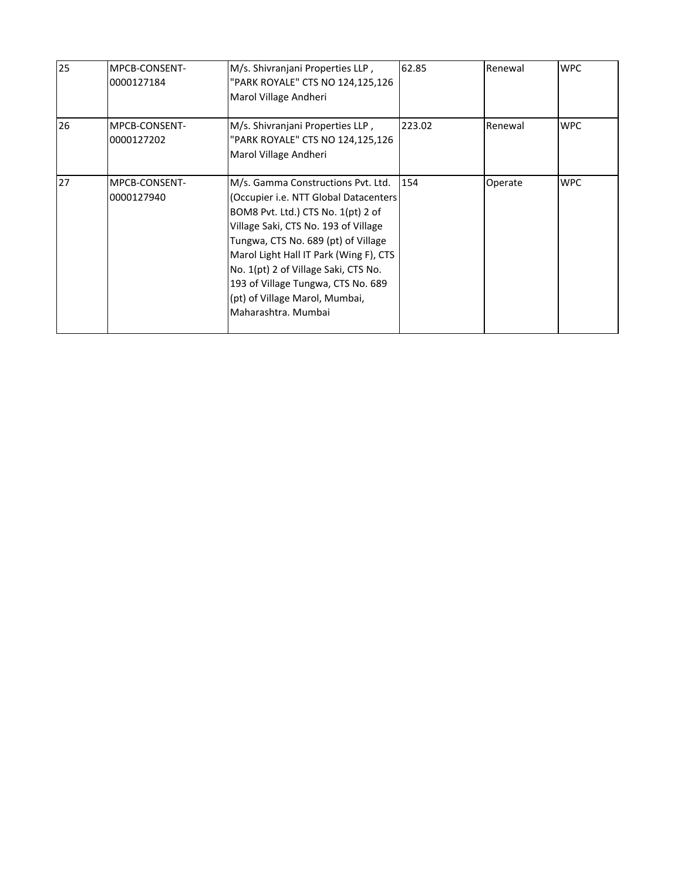| | | | | | |
|---|---|---|---|---|---|
| 25 | MPCB-CONSENT-0000127184 | M/s. Shivranjani Properties LLP , "PARK ROYALE" CTS NO 124,125,126 Marol Village Andheri | 62.85 | Renewal | WPC |
| 26 | MPCB-CONSENT-0000127202 | M/s. Shivranjani Properties LLP , "PARK ROYALE" CTS NO 124,125,126 Marol Village Andheri | 223.02 | Renewal | WPC |
| 27 | MPCB-CONSENT-0000127940 | M/s. Gamma Constructions Pvt. Ltd. (Occupier i.e. NTT Global Datacenters BOM8 Pvt. Ltd.) CTS No. 1(pt) 2 of Village Saki, CTS No. 193 of Village Tungwa, CTS No. 689 (pt) of Village Marol Light Hall IT Park (Wing F), CTS No. 1(pt) 2 of Village Saki, CTS No. 193 of Village Tungwa, CTS No. 689 (pt) of Village Marol, Mumbai, Maharashtra. Mumbai | 154 | Operate | WPC |